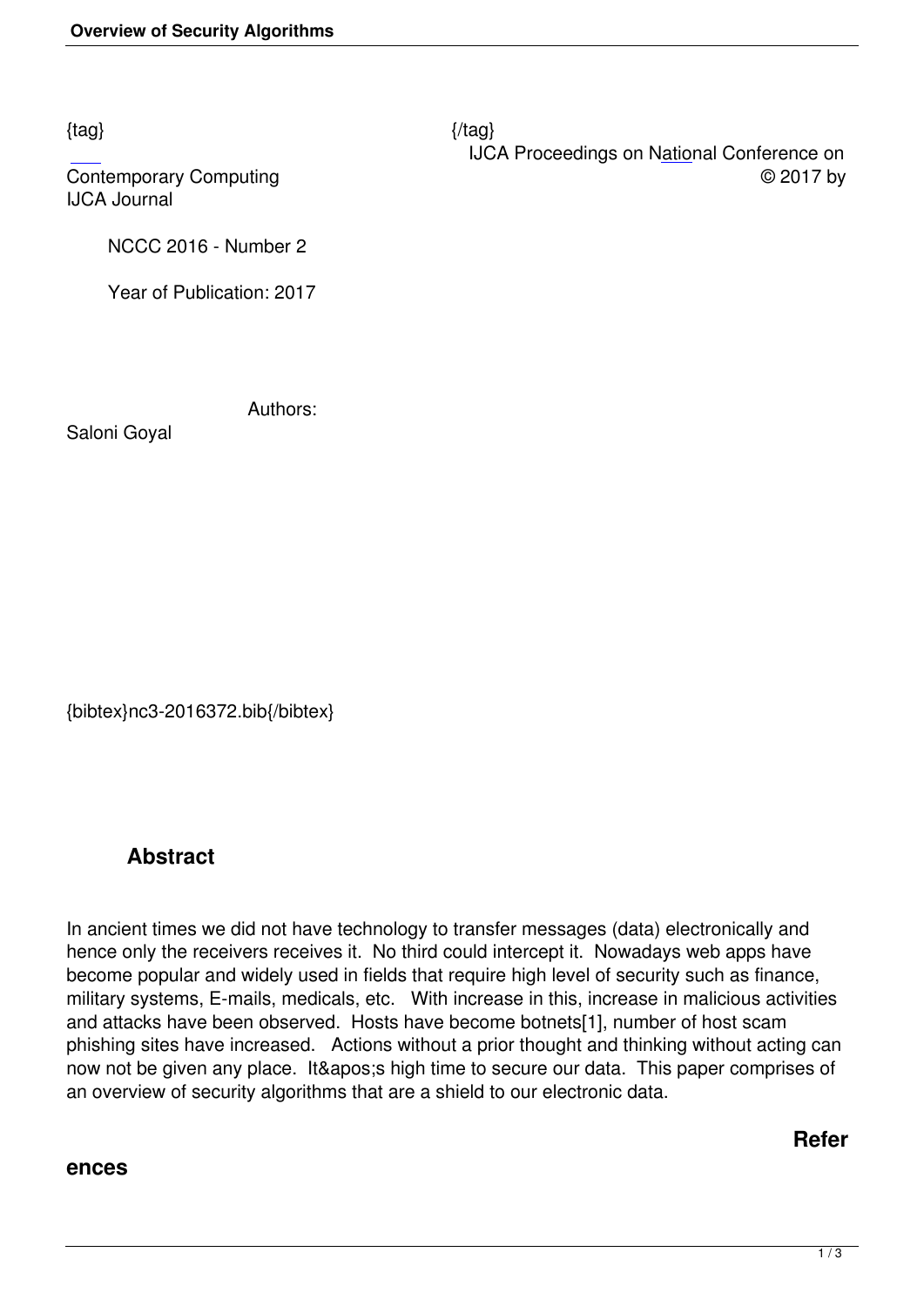{tag} {/tag}

IJCA Proceedings on National Conference on Contemporary Computing © 2017 by IJCA Journal

NCCC 2016 - Number 2

Year of Publication: 2017

Authors:

Saloni Goyal

{bibtex}nc3-2016372.bib{/bibtex}

## Abstract

In ancient times we did not have technology to transfer messages (data) electronically and hence only the receivers receives it. No third could intercept it. Nowadays web apps have become popular and widely used in fields that require high level of security such as finance, military systems, E-mails, medicals, etc. With increase in this, increase in malicious activities and attacks have been observed. Hosts have become botnets[1], number of host scam phishing sites have increased. Actions without a prior thought and thinking without acting can now not be given any place. It&apos;s high time to secure our data. This paper comprises of an overview of security algorithms that are a shield to our electronic data.

## References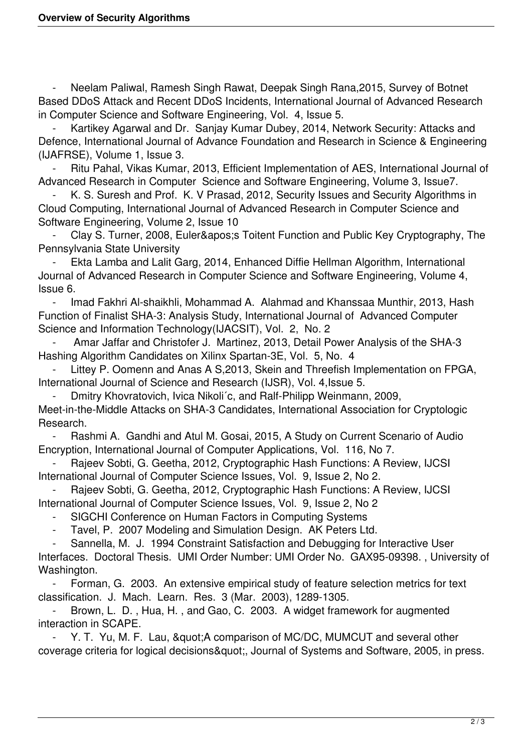- Neelam Paliwal, Ramesh Singh Rawat, Deepak Singh Rana,2015, Survey of Botnet Based DDoS Attack and Recent DDoS Incidents, International Journal of Advanced Research in Computer Science and Software Engineering, Vol. 4, Issue 5.
- Kartikey Agarwal and Dr. Sanjay Kumar Dubey, 2014, Network Security: Attacks and Defence, International Journal of Advance Foundation and Research in Science & Engineering (IJAFRSE), Volume 1, Issue 3.
- Ritu Pahal, Vikas Kumar, 2013, Efficient Implementation of AES, International Journal of Advanced Research in Computer Science and Software Engineering, Volume 3, Issue7.
- K. S. Suresh and Prof. K. V Prasad, 2012, Security Issues and Security Algorithms in Cloud Computing, International Journal of Advanced Research in Computer Science and Software Engineering, Volume 2, Issue 10
- Clay S. Turner, 2008, Euler&apos;s Toitent Function and Public Key Cryptography, The Pennsylvania State University
- Ekta Lamba and Lalit Garg, 2014, Enhanced Diffie Hellman Algorithm, International Journal of Advanced Research in Computer Science and Software Engineering, Volume 4, Issue 6.
- Imad Fakhri Al-shaikhli, Mohammad A. Alahmad and Khanssaa Munthir, 2013, Hash Function of Finalist SHA-3: Analysis Study, International Journal of Advanced Computer Science and Information Technology(IJACSIT), Vol. 2, No. 2
- Amar Jaffar and Christofer J. Martinez, 2013, Detail Power Analysis of the SHA-3 Hashing Algorithm Candidates on Xilinx Spartan-3E, Vol. 5, No. 4
- Littey P. Oomenn and Anas A S,2013, Skein and Threefish Implementation on FPGA, International Journal of Science and Research (IJSR), Vol. 4,Issue 5.
- Dmitry Khovratovich, Ivica Nikoli´c, and Ralf-Philipp Weinmann, 2009, Meet-in-the-Middle Attacks on SHA-3 Candidates, International Association for Cryptologic Research.
- Rashmi A. Gandhi and Atul M. Gosai, 2015, A Study on Current Scenario of Audio Encryption, International Journal of Computer Applications, Vol. 116, No 7.
- Rajeev Sobti, G. Geetha, 2012, Cryptographic Hash Functions: A Review, IJCSI International Journal of Computer Science Issues, Vol. 9, Issue 2, No 2.
- Rajeev Sobti, G. Geetha, 2012, Cryptographic Hash Functions: A Review, IJCSI International Journal of Computer Science Issues, Vol. 9, Issue 2, No 2
- SIGCHI Conference on Human Factors in Computing Systems
- Tavel, P. 2007 Modeling and Simulation Design. AK Peters Ltd.
- Sannella, M. J. 1994 Constraint Satisfaction and Debugging for Interactive User Interfaces. Doctoral Thesis. UMI Order Number: UMI Order No. GAX95-09398. , University of Washington.
- Forman, G. 2003. An extensive empirical study of feature selection metrics for text classification. J. Mach. Learn. Res. 3 (Mar. 2003), 1289-1305.
- Brown, L. D. , Hua, H. , and Gao, C. 2003. A widget framework for augmented interaction in SCAPE.
- Y. T. Yu, M. F. Lau, &quot;A comparison of MC/DC, MUMCUT and several other coverage criteria for logical decisions&quot;, Journal of Systems and Software, 2005, in press.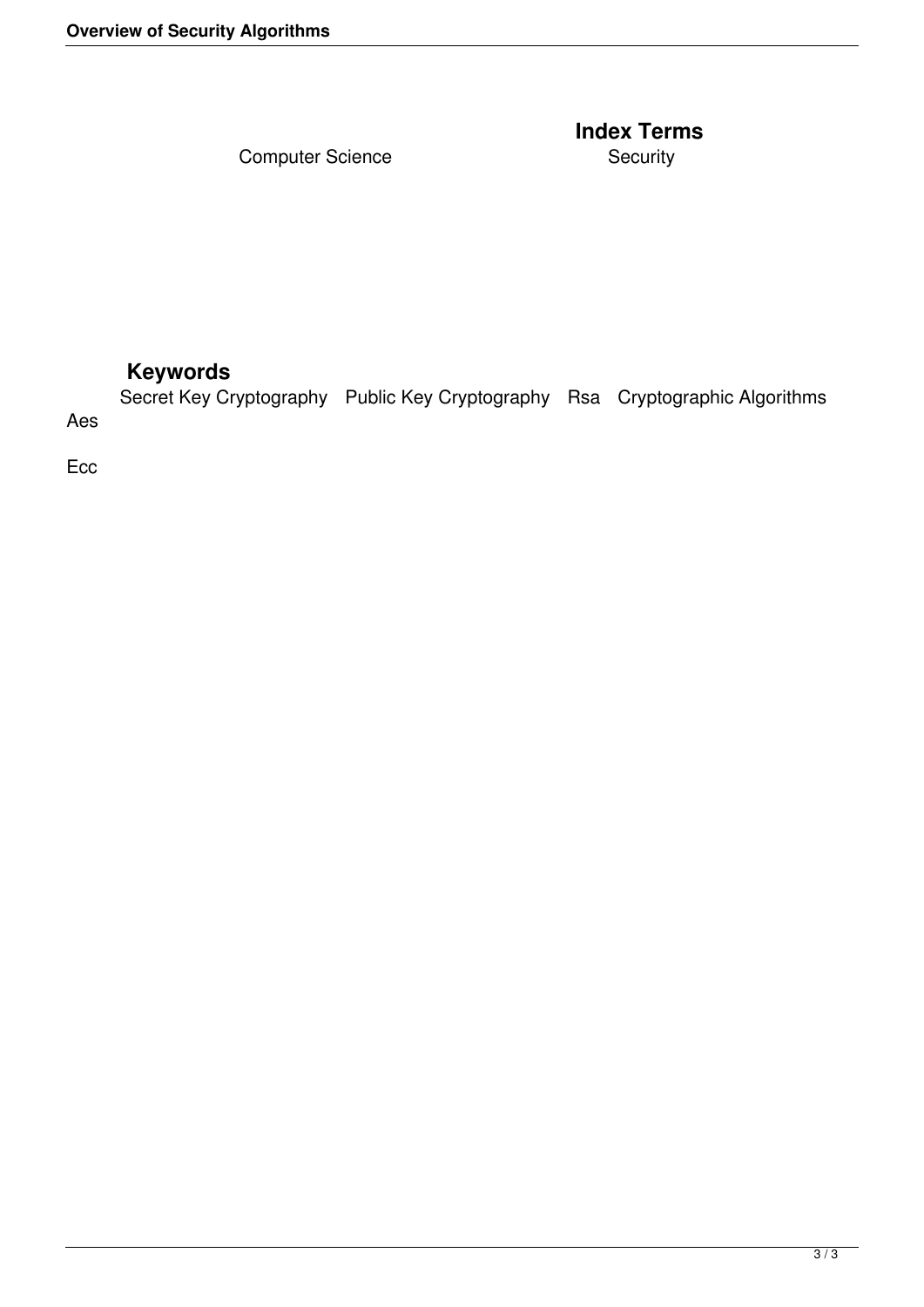## Index Terms

Computer Science

Security

## Keywords

Secret Key Cryptography

Public Key Cryptography

Rsa

Cryptographic Algorithms

Aes

Ecc